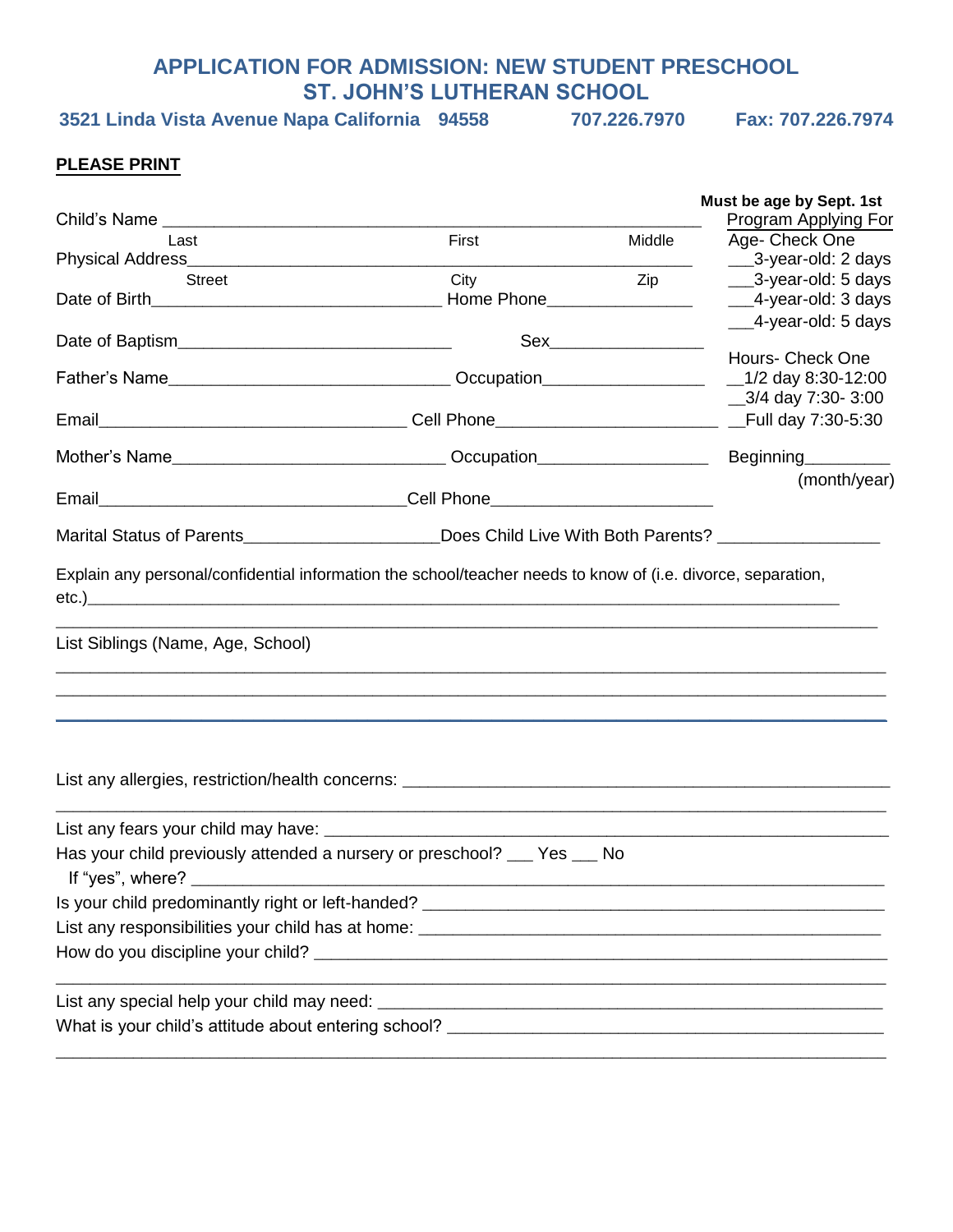# APPLICATION FOR ADMISSION: NEW STUDENT PRESCHOOL
# ST. JOHN'S LUTHERAN SCHOOL

**3521 Linda Vista Avenue Napa California 94558 707.226.7970 Fax: 707.226.7974**

**PLEASE PRINT**

Child's Name ________________________________________________
Last First Middle

Physical Address____________________________________________
Street City Zip

Date of Birth____________________________ Home Phone______________

Date of Baptism__________________________ Sex_______________

Father's Name___________________________ Occupation_______________

Email______________________________ Cell Phone______________________

Mother's Name___________________________ Occupation________________

Email______________________________ Cell Phone______________________

**Must be age by Sept. 1st**

Program Applying For

Age- Check One
- ___3-year-old: 2 days
- ___3-year-old: 5 days
- ___4-year-old: 3 days
- ___4-year-old: 5 days

Hours- Check One
- __1/2 day 8:30-12:00
- __3/4 day 7:30- 3:00
- __Full day 7:30-5:30

Beginning_________ (month/year)

Marital Status of Parents____________________Does Child Live With Both Parents? ________________

Explain any personal/confidential information the school/teacher needs to know of (i.e. divorce, separation, etc.)_____________________________________________________________________________

_____________________________________________________________________________________

List Siblings (Name, Age, School)

_____________________________________________________________________________________

_____________________________________________________________________________________

List any allergies, restriction/health concerns: ____________________________________________

_____________________________________________________________________________________

List any fears your child may have: _______________________________________________________

Has your child previously attended a nursery or preschool? ___ Yes ___ No

If "yes", where? _______________________________________________________________________

Is your child predominantly right or left-handed? ___________________________________________

List any responsibilities your child has at home: ____________________________________________

How do you discipline your child? ________________________________________________________

_____________________________________________________________________________________

List any special help your child may need: _________________________________________________

What is your child's attitude about entering school? _________________________________________

_____________________________________________________________________________________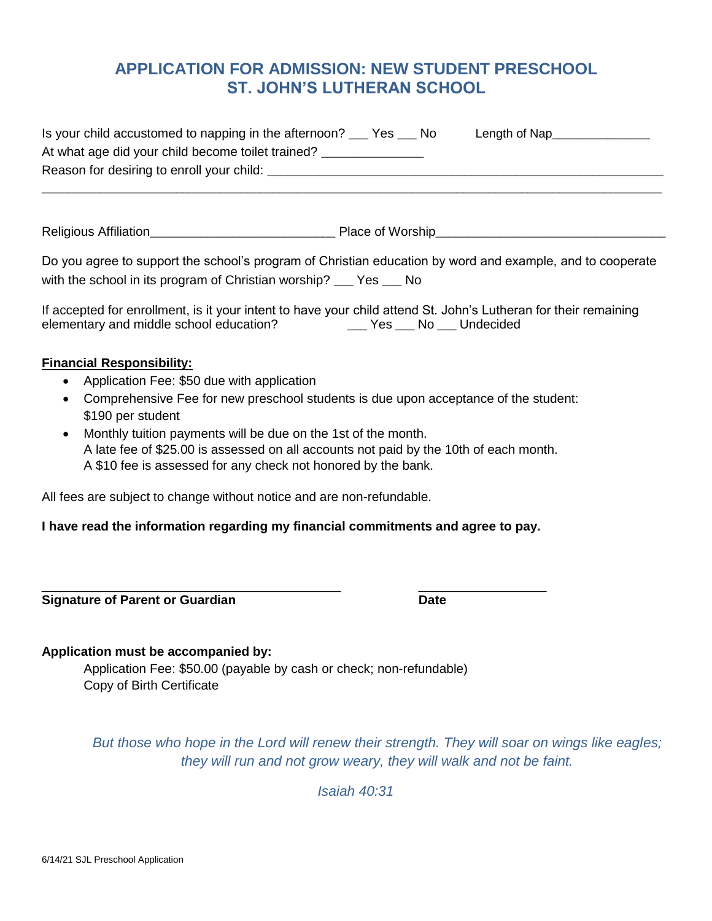# APPLICATION FOR ADMISSION: NEW STUDENT PRESCHOOL
# ST. JOHN'S LUTHERAN SCHOOL

Is your child accustomed to napping in the afternoon? ___ Yes ___ No      Length of Nap______________

At what age did your child become toilet trained? ______________

Reason for desiring to enroll your child: ___________________________________________________________

_____________________________________________________________________________________________

Religious Affiliation__________________________ Place of Worship_________________________________

Do you agree to support the school's program of Christian education by word and example, and to cooperate with the school in its program of Christian worship? ___ Yes ___ No

If accepted for enrollment, is it your intent to have your child attend St. John's Lutheran for their remaining elementary and middle school education?      ___ Yes ___ No ___ Undecided

**Financial Responsibility:**

- Application Fee: $50 due with application
- Comprehensive Fee for new preschool students is due upon acceptance of the student: $190 per student
- Monthly tuition payments will be due on the 1st of the month.
  A late fee of $25.00 is assessed on all accounts not paid by the 10th of each month.
  A $10 fee is assessed for any check not honored by the bank.

All fees are subject to change without notice and are non-refundable.

**I have read the information regarding my financial commitments and agree to pay.**

____________________________________________      __________________

**Signature of Parent or Guardian**      **Date**

**Application must be accompanied by:**

Application Fee: $50.00 (payable by cash or check; non-refundable)

Copy of Birth Certificate

*But those who hope in the Lord will renew their strength. They will soar on wings like eagles; they will run and not grow weary, they will walk and not be faint.*

*Isaiah 40:31*